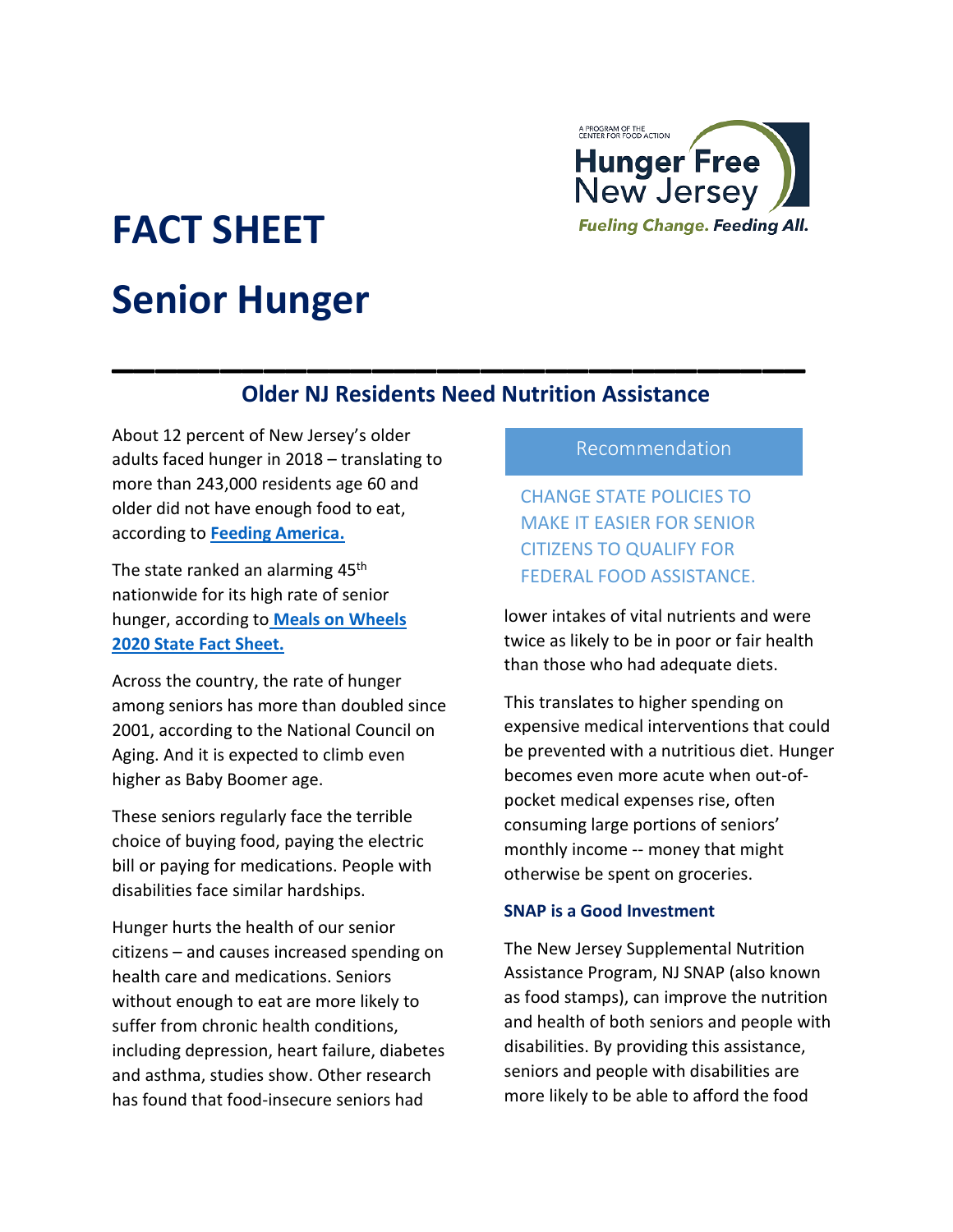# FACT SHEET

# Senior Hunger

## Older NJ Residents Need Nutrition Assistance

About 12 percent of New Jersey's older adults faced hunger in 2018 – translating to more than 243,000 residents age 60 and older did not have enough food to eat, according to **Feeding America.**

The state ranked an alarming 45th nationwide for its high rate of senior hunger, according to **Meals on Wheels 2020 State Fact Sheet.**

Across the country, the rate of hunger among seniors has more than doubled since 2001, according to the National Council on Aging. And it is expected to climb even higher as Baby Boomer age.

These seniors regularly face the terrible choice of buying food, paying the electric bill or paying for medications. People with disabilities face similar hardships.

Hunger hurts the health of our senior citizens – and causes increased spending on health care and medications. Seniors without enough to eat are more likely to suffer from chronic health conditions, including depression, heart failure, diabetes and asthma, studies show. Other research has found that food-insecure seniors had lower intakes of vital nutrients and were twice as likely to be in poor or fair health than those who had adequate diets.

> Recommendation
>
> CHANGE STATE POLICIES TO MAKE IT EASIER FOR SENIOR CITIZENS TO QUALIFY FOR FEDERAL FOOD ASSISTANCE.

This translates to higher spending on expensive medical interventions that could be prevented with a nutritious diet. Hunger becomes even more acute when out-of-pocket medical expenses rise, often consuming large portions of seniors' monthly income -- money that might otherwise be spent on groceries.

### SNAP is a Good Investment

The New Jersey Supplemental Nutrition Assistance Program, NJ SNAP (also known as food stamps), can improve the nutrition and health of both seniors and people with disabilities. By providing this assistance, seniors and people with disabilities are more likely to be able to afford the food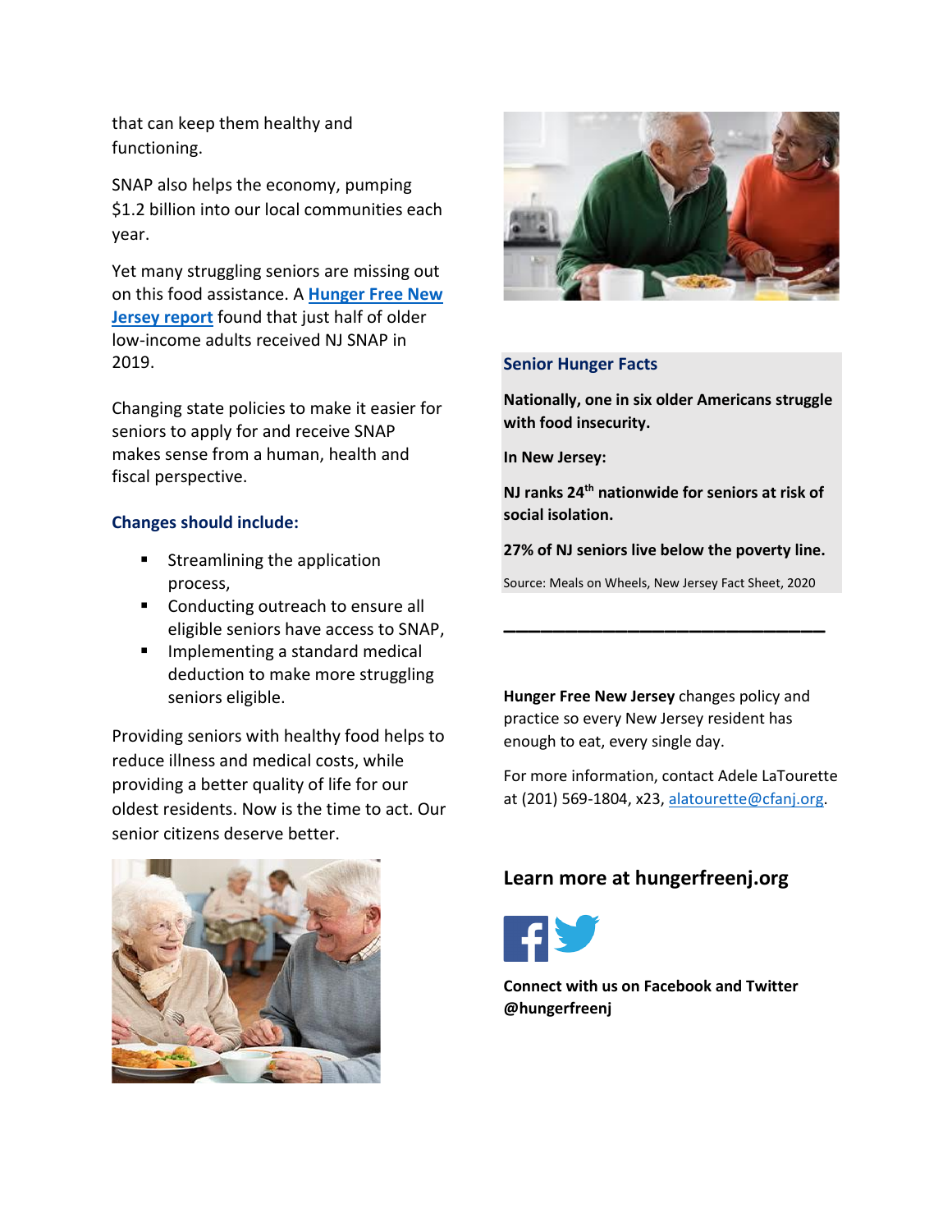that can keep them healthy and functioning.

SNAP also helps the economy, pumping $1.2 billion into our local communities each year.

Yet many struggling seniors are missing out on this food assistance. A **Hunger Free New Jersey report** found that just half of older low-income adults received NJ SNAP in 2019.

Changing state policies to make it easier for seniors to apply for and receive SNAP makes sense from a human, health and fiscal perspective.

### Changes should include:

- Streamlining the application process,
- Conducting outreach to ensure all eligible seniors have access to SNAP,
- Implementing a standard medical deduction to make more struggling seniors eligible.

Providing seniors with healthy food helps to reduce illness and medical costs, while providing a better quality of life for our oldest residents. Now is the time to act. Our senior citizens deserve better.

### Senior Hunger Facts

**Nationally, one in six older Americans struggle with food insecurity.**

**In New Jersey:**

**NJ ranks 24th nationwide for seniors at risk of social isolation.**

**27% of NJ seniors live below the poverty line.**

Source: Meals on Wheels, New Jersey Fact Sheet, 2020

---

**Hunger Free New Jersey** changes policy and practice so every New Jersey resident has enough to eat, every single day.

For more information, contact Adele LaTourette at (201) 569-1804, x23, alatourette@cfanj.org.

## Learn more at hungerfreenj.org

**Connect with us on Facebook and Twitter @hungerfreenj**